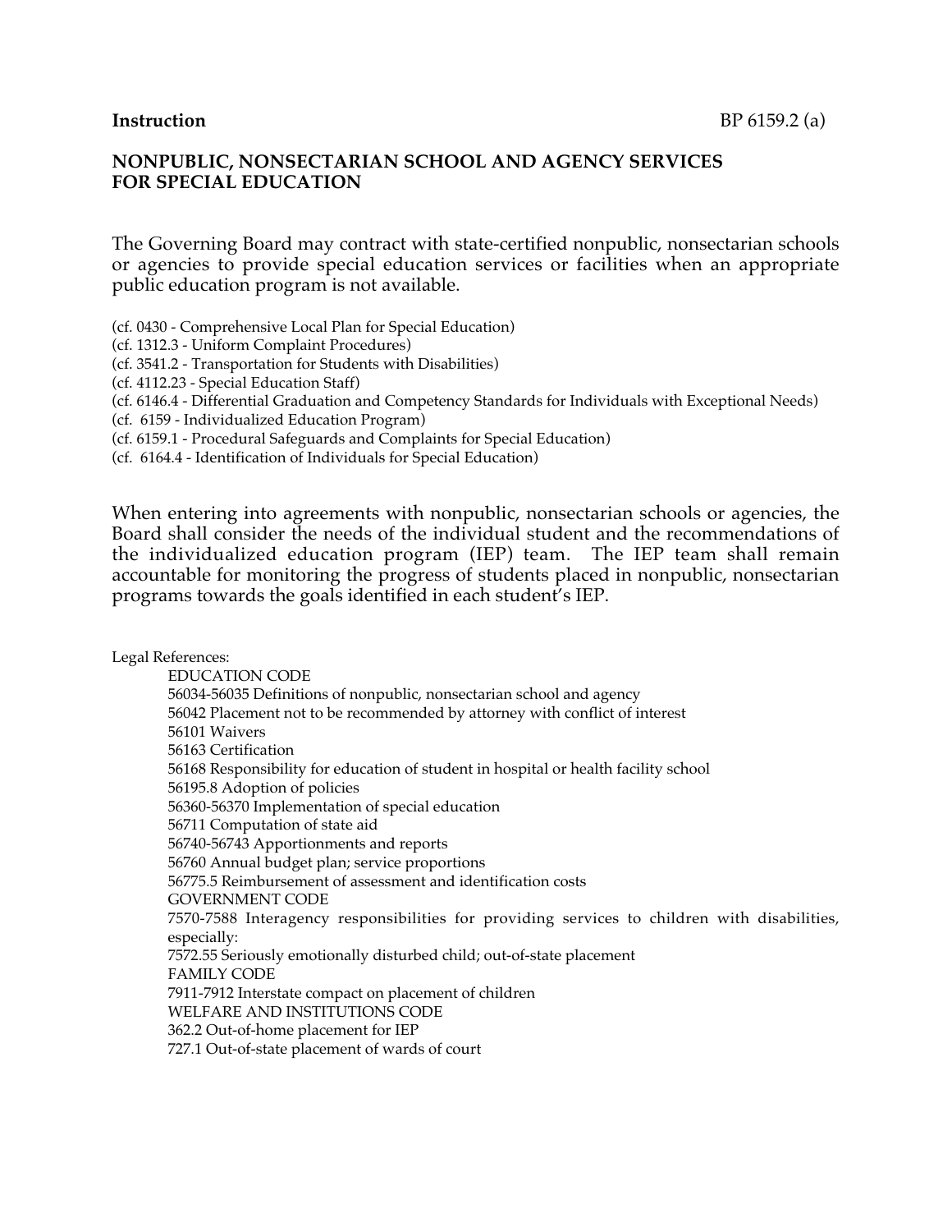**Instruction** BP 6159.2 (a)

## NONPUBLIC, NONSECTARIAN SCHOOL AND AGENCY SERVICES FOR SPECIAL EDUCATION

The Governing Board may contract with state-certified nonpublic, nonsectarian schools or agencies to provide special education services or facilities when an appropriate public education program is not available.

(cf. 0430 - Comprehensive Local Plan for Special Education)
(cf. 1312.3 - Uniform Complaint Procedures)
(cf. 3541.2 - Transportation for Students with Disabilities)
(cf. 4112.23 - Special Education Staff)
(cf. 6146.4 - Differential Graduation and Competency Standards for Individuals with Exceptional Needs)
(cf. 6159 - Individualized Education Program)
(cf. 6159.1 - Procedural Safeguards and Complaints for Special Education)
(cf. 6164.4 - Identification of Individuals for Special Education)

When entering into agreements with nonpublic, nonsectarian schools or agencies, the Board shall consider the needs of the individual student and the recommendations of the individualized education program (IEP) team. The IEP team shall remain accountable for monitoring the progress of students placed in nonpublic, nonsectarian programs towards the goals identified in each student's IEP.

Legal References:

EDUCATION CODE
56034-56035 Definitions of nonpublic, nonsectarian school and agency
56042 Placement not to be recommended by attorney with conflict of interest
56101 Waivers
56163 Certification
56168 Responsibility for education of student in hospital or health facility school
56195.8 Adoption of policies
56360-56370 Implementation of special education
56711 Computation of state aid
56740-56743 Apportionments and reports
56760 Annual budget plan; service proportions
56775.5 Reimbursement of assessment and identification costs
GOVERNMENT CODE
7570-7588 Interagency responsibilities for providing services to children with disabilities, especially:
7572.55 Seriously emotionally disturbed child; out-of-state placement
FAMILY CODE
7911-7912 Interstate compact on placement of children
WELFARE AND INSTITUTIONS CODE
362.2 Out-of-home placement for IEP
727.1 Out-of-state placement of wards of court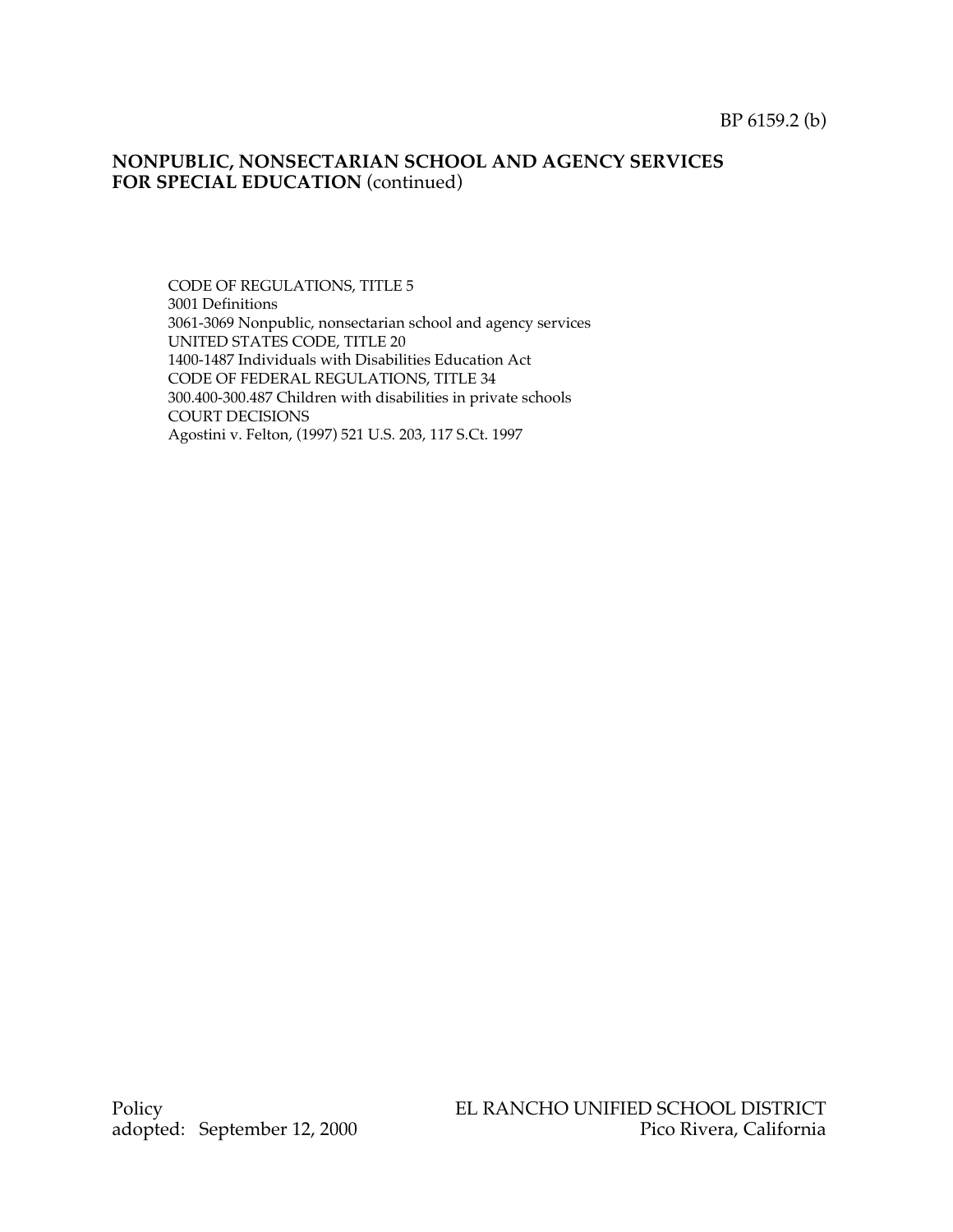**NONPUBLIC, NONSECTARIAN SCHOOL AND AGENCY SERVICES FOR SPECIAL EDUCATION** (continued)

CODE OF REGULATIONS, TITLE 5
3001 Definitions
3061-3069 Nonpublic, nonsectarian school and agency services
UNITED STATES CODE, TITLE 20
1400-1487 Individuals with Disabilities Education Act
CODE OF FEDERAL REGULATIONS, TITLE 34
300.400-300.487 Children with disabilities in private schools
COURT DECISIONS
Agostini v. Felton, (1997) 521 U.S. 203, 117 S.Ct. 1997

Policy
adopted: September 12, 2000

EL RANCHO UNIFIED SCHOOL DISTRICT
Pico Rivera, California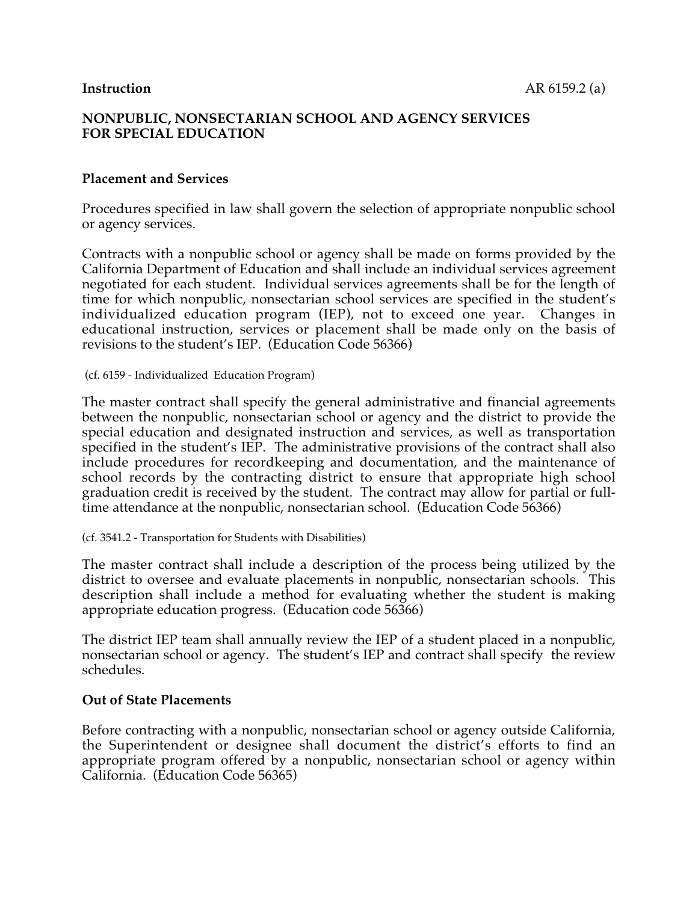**Instruction** AR 6159.2 (a)

## NONPUBLIC, NONSECTARIAN SCHOOL AND AGENCY SERVICES FOR SPECIAL EDUCATION

### Placement and Services

Procedures specified in law shall govern the selection of appropriate nonpublic school or agency services.

Contracts with a nonpublic school or agency shall be made on forms provided by the California Department of Education and shall include an individual services agreement negotiated for each student. Individual services agreements shall be for the length of time for which nonpublic, nonsectarian school services are specified in the student's individualized education program (IEP), not to exceed one year. Changes in educational instruction, services or placement shall be made only on the basis of revisions to the student's IEP. (Education Code 56366)

(cf. 6159 - Individualized Education Program)

The master contract shall specify the general administrative and financial agreements between the nonpublic, nonsectarian school or agency and the district to provide the special education and designated instruction and services, as well as transportation specified in the student's IEP. The administrative provisions of the contract shall also include procedures for recordkeeping and documentation, and the maintenance of school records by the contracting district to ensure that appropriate high school graduation credit is received by the student. The contract may allow for partial or full-time attendance at the nonpublic, nonsectarian school. (Education Code 56366)

(cf. 3541.2 - Transportation for Students with Disabilities)

The master contract shall include a description of the process being utilized by the district to oversee and evaluate placements in nonpublic, nonsectarian schools. This description shall include a method for evaluating whether the student is making appropriate education progress. (Education code 56366)

The district IEP team shall annually review the IEP of a student placed in a nonpublic, nonsectarian school or agency. The student's IEP and contract shall specify the review schedules.

### Out of State Placements

Before contracting with a nonpublic, nonsectarian school or agency outside California, the Superintendent or designee shall document the district's efforts to find an appropriate program offered by a nonpublic, nonsectarian school or agency within California. (Education Code 56365)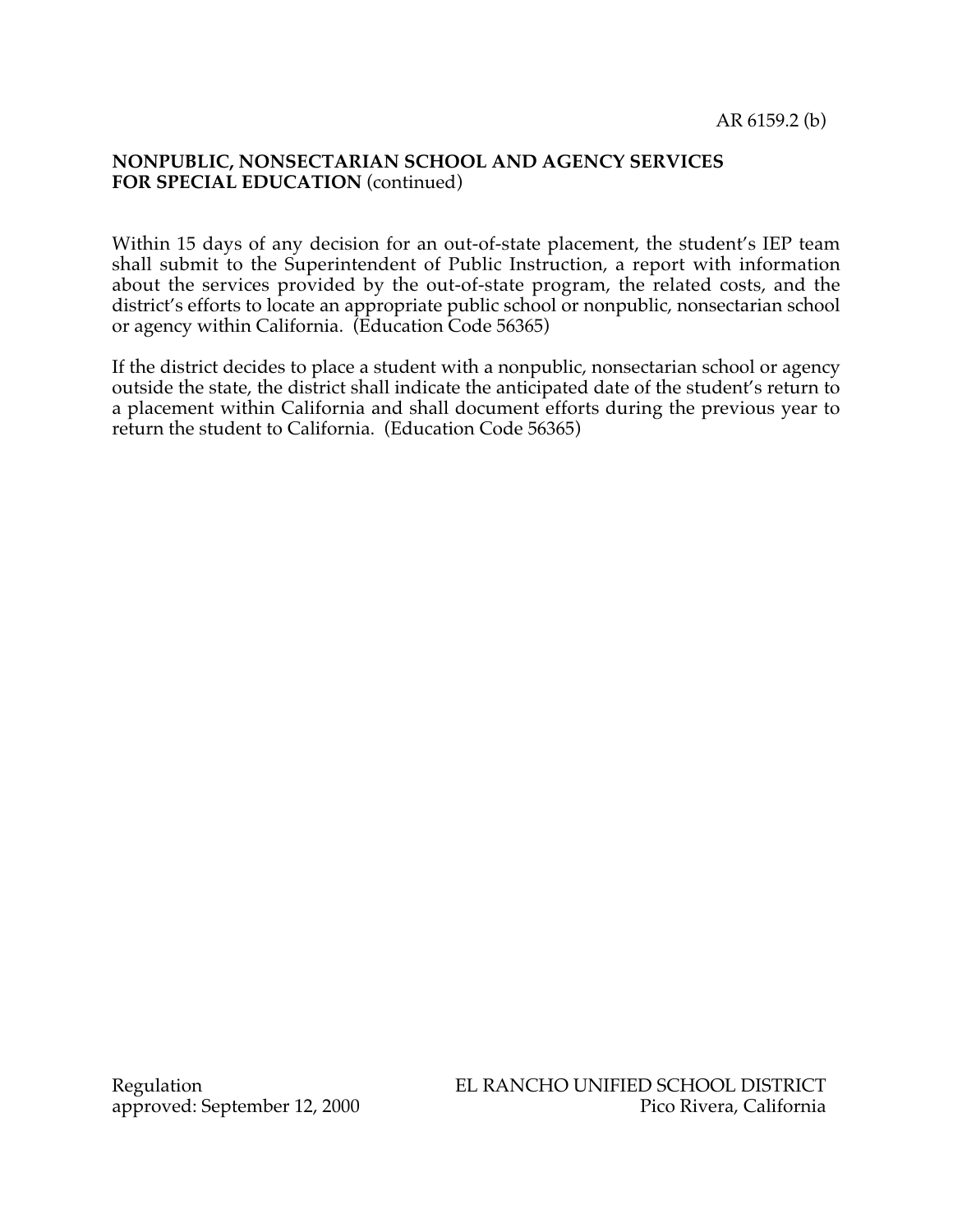**NONPUBLIC, NONSECTARIAN SCHOOL AND AGENCY SERVICES FOR SPECIAL EDUCATION** (continued)

Within 15 days of any decision for an out-of-state placement, the student's IEP team shall submit to the Superintendent of Public Instruction, a report with information about the services provided by the out-of-state program, the related costs, and the district's efforts to locate an appropriate public school or nonpublic, nonsectarian school or agency within California. (Education Code 56365)

If the district decides to place a student with a nonpublic, nonsectarian school or agency outside the state, the district shall indicate the anticipated date of the student's return to a placement within California and shall document efforts during the previous year to return the student to California. (Education Code 56365)

Regulation
approved: September 12, 2000

EL RANCHO UNIFIED SCHOOL DISTRICT
Pico Rivera, California